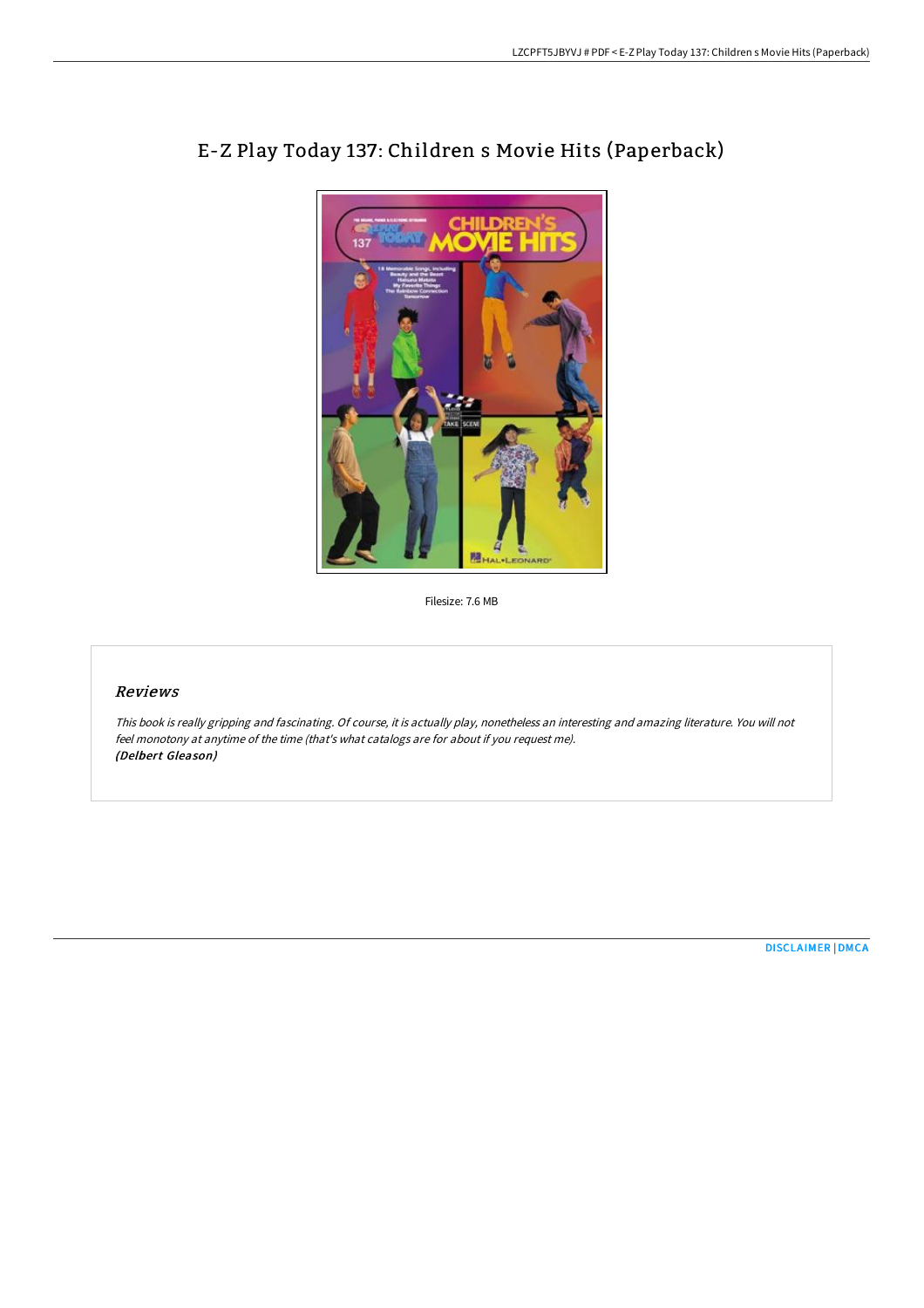# E-Z Play Today 137: Children s Movie Hits (Paperback)

Filesize: 7.6 MB

## *Reviews*

*This book is really gripping and fascinating. Of course, it is actually play, nonetheless an interesting and amazing literature. You will not feel monotony at anytime of the time (that's what catalogs are for about if you request me).*
***(Delbert Gleason)***

DISCLAIMER | DMCA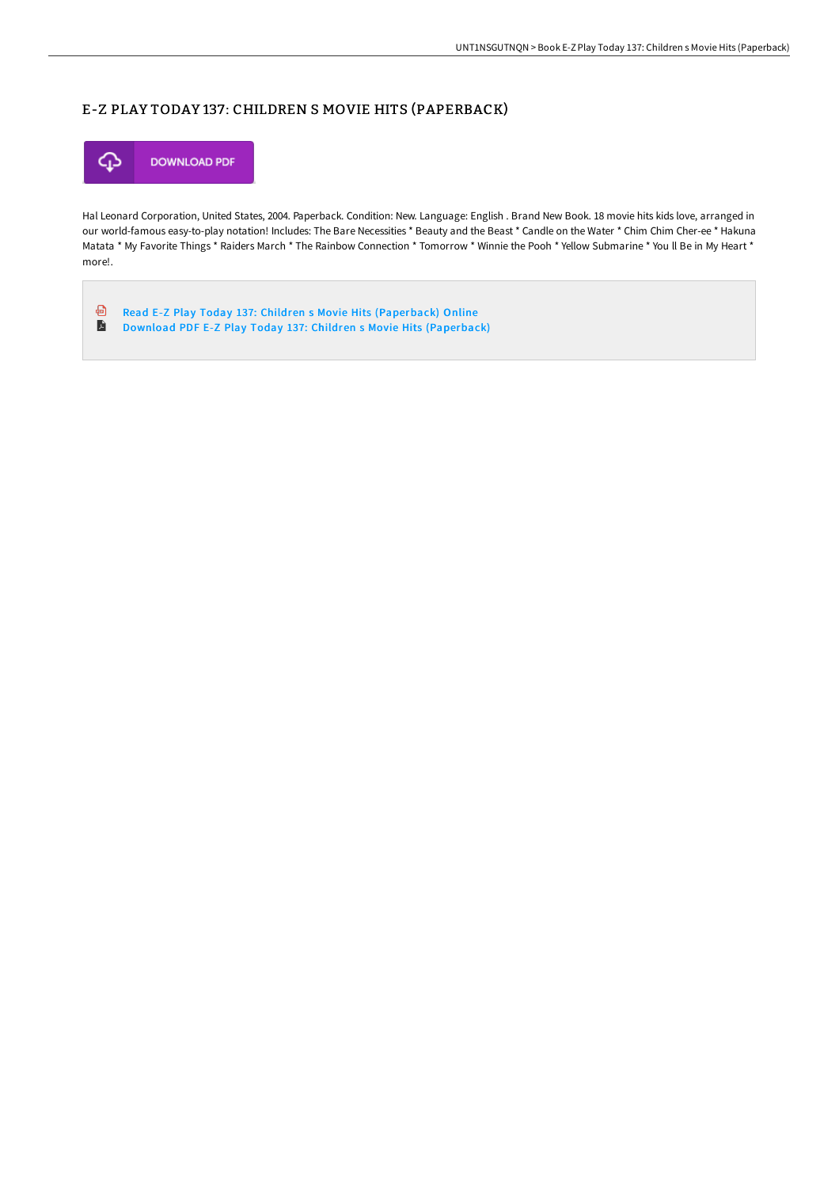# E-Z PLAY TODAY 137: CHILDREN S MOVIE HITS (PAPERBACK)

DOWNLOAD PDF

Hal Leonard Corporation, United States, 2004. Paperback. Condition: New. Language: English . Brand New Book. 18 movie hits kids love, arranged in our world-famous easy-to-play notation! Includes: The Bare Necessities * Beauty and the Beast * Candle on the Water * Chim Chim Cher-ee * Hakuna Matata * My Favorite Things * Raiders March * The Rainbow Connection * Tomorrow * Winnie the Pooh * Yellow Submarine * You ll Be in My Heart * more!.

Read E-Z Play Today 137: Children s Movie Hits (Paperback) Online
Download PDF E-Z Play Today 137: Children s Movie Hits (Paperback)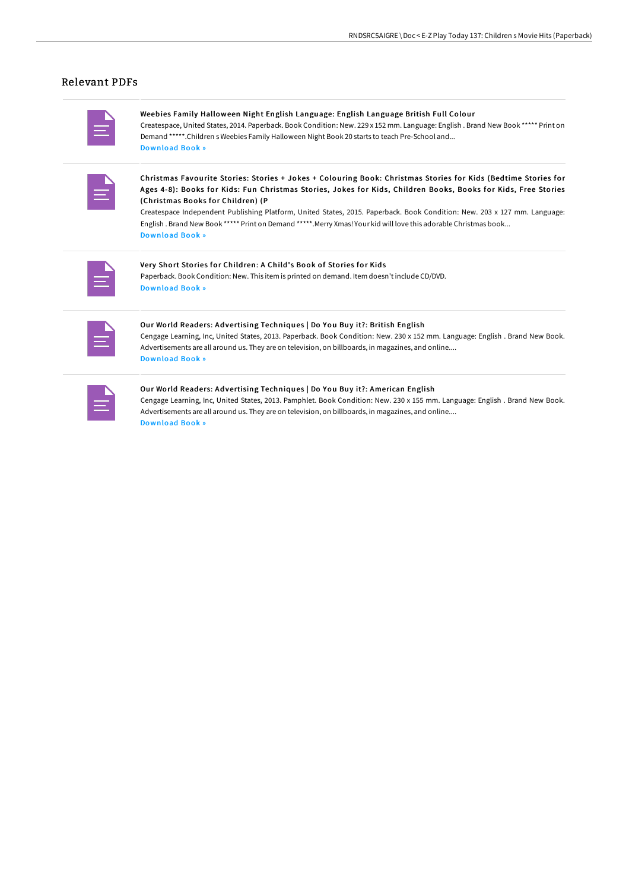## Relevant PDFs

**Weebies Family Halloween Night English Language: English Language British Full Colour**

Createspace, United States, 2014. Paperback. Book Condition: New. 229 x 152 mm. Language: English . Brand New Book ***** Print on Demand *****.Children s Weebies Family Halloween Night Book 20 starts to teach Pre-School and...

Download Book »

**Christmas Favourite Stories: Stories + Jokes + Colouring Book: Christmas Stories for Kids (Bedtime Stories for Ages 4-8): Books for Kids: Fun Christmas Stories, Jokes for Kids, Children Books, Books for Kids, Free Stories (Christmas Books for Children) (P**

Createspace Independent Publishing Platform, United States, 2015. Paperback. Book Condition: New. 203 x 127 mm. Language: English . Brand New Book ***** Print on Demand *****.Merry Xmas! Your kid will love this adorable Christmas book...

Download Book »

**Very Short Stories for Children: A Child's Book of Stories for Kids**

Paperback. Book Condition: New. This item is printed on demand. Item doesn't include CD/DVD.

Download Book »

**Our World Readers: Advertising Techniques | Do You Buy it?: British English**

Cengage Learning, Inc, United States, 2013. Paperback. Book Condition: New. 230 x 152 mm. Language: English . Brand New Book. Advertisements are all around us. They are on television, on billboards, in magazines, and online....

Download Book »

**Our World Readers: Advertising Techniques | Do You Buy it?: American English**

Cengage Learning, Inc, United States, 2013. Pamphlet. Book Condition: New. 230 x 155 mm. Language: English . Brand New Book. Advertisements are all around us. They are on television, on billboards, in magazines, and online....

Download Book »